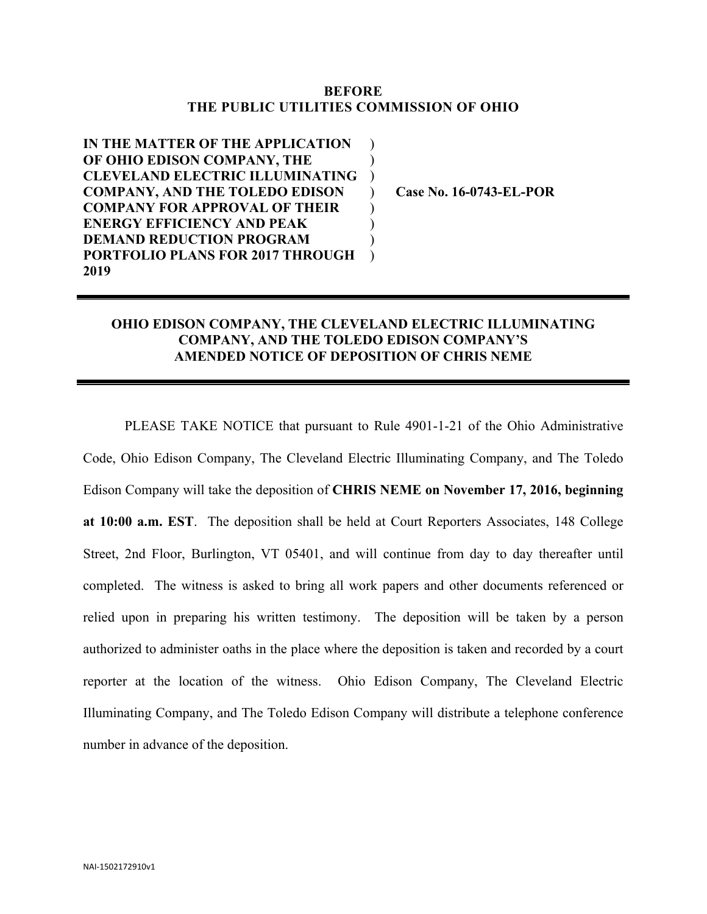**BEFORE**
**THE PUBLIC UTILITIES COMMISSION OF OHIO**

| | | |
|---|---|---|
| **IN THE MATTER OF THE APPLICATION OF OHIO EDISON COMPANY, THE CLEVELAND ELECTRIC ILLUMINATING COMPANY, AND THE TOLEDO EDISON COMPANY FOR APPROVAL OF THEIR ENERGY EFFICIENCY AND PEAK DEMAND REDUCTION PROGRAM PORTFOLIO PLANS FOR 2017 THROUGH 2019** | ) ) ) ) ) ) ) ) | **Case No. 16-0743-EL-POR** |

---

**OHIO EDISON COMPANY, THE CLEVELAND ELECTRIC ILLUMINATING COMPANY, AND THE TOLEDO EDISON COMPANY'S AMENDED NOTICE OF DEPOSITION OF CHRIS NEME**

---

PLEASE TAKE NOTICE that pursuant to Rule 4901-1-21 of the Ohio Administrative Code, Ohio Edison Company, The Cleveland Electric Illuminating Company, and The Toledo Edison Company will take the deposition of **CHRIS NEME on November 17, 2016, beginning at 10:00 a.m. EST**. The deposition shall be held at Court Reporters Associates, 148 College Street, 2nd Floor, Burlington, VT 05401, and will continue from day to day thereafter until completed. The witness is asked to bring all work papers and other documents referenced or relied upon in preparing his written testimony. The deposition will be taken by a person authorized to administer oaths in the place where the deposition is taken and recorded by a court reporter at the location of the witness. Ohio Edison Company, The Cleveland Electric Illuminating Company, and The Toledo Edison Company will distribute a telephone conference number in advance of the deposition.

NAI-1502172910v1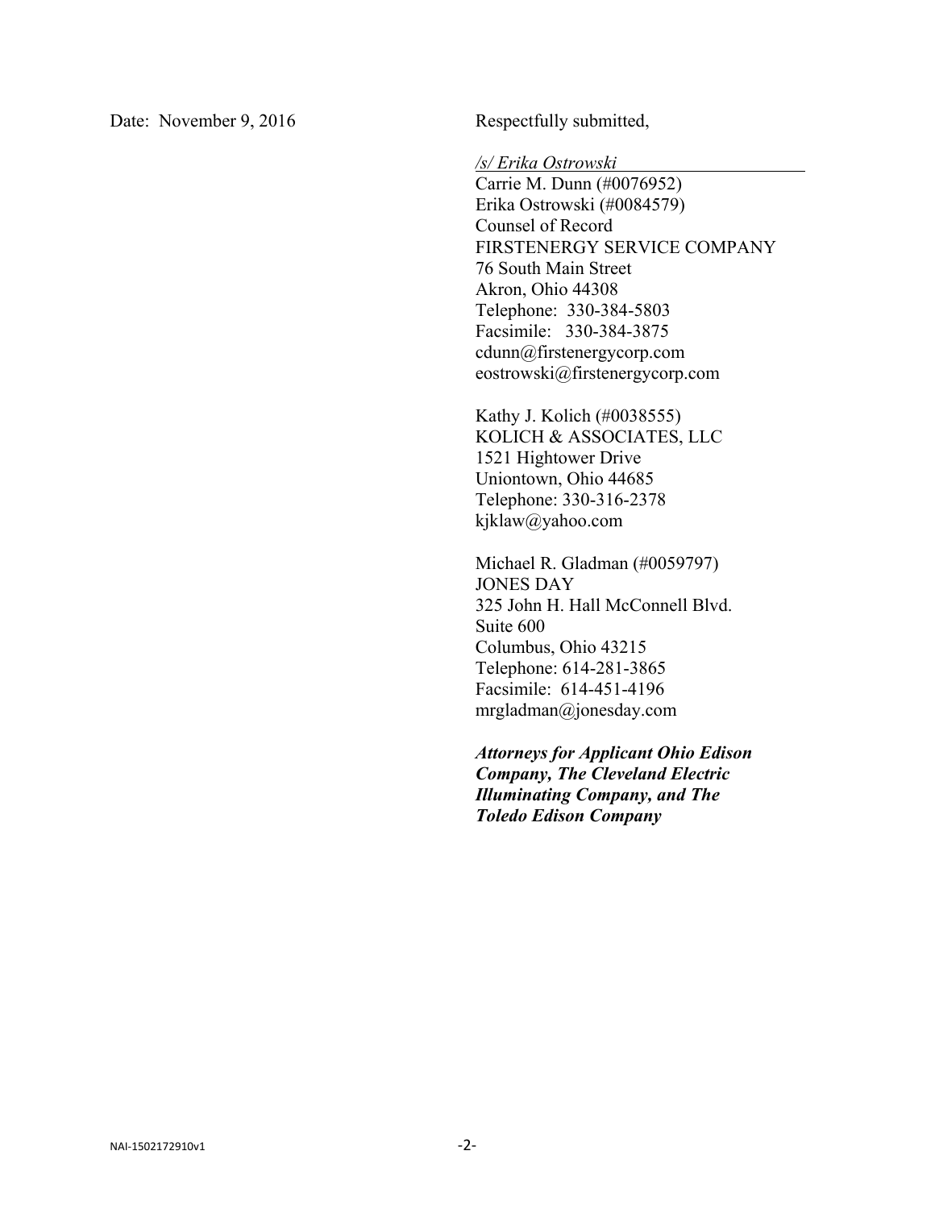Date: November 9, 2016

Respectfully submitted,

*/s/ Erika Ostrowski*

Carrie M. Dunn (#0076952)
Erika Ostrowski (#0084579)
Counsel of Record
FIRSTENERGY SERVICE COMPANY
76 South Main Street
Akron, Ohio 44308
Telephone: 330-384-5803
Facsimile: 330-384-3875
cdunn@firstenergycorp.com
eostrowski@firstenergycorp.com

Kathy J. Kolich (#0038555)
KOLICH & ASSOCIATES, LLC
1521 Hightower Drive
Uniontown, Ohio 44685
Telephone: 330-316-2378
kjklaw@yahoo.com

Michael R. Gladman (#0059797)
JONES DAY
325 John H. Hall McConnell Blvd.
Suite 600
Columbus, Ohio 43215
Telephone: 614-281-3865
Facsimile: 614-451-4196
mrgladman@jonesday.com

***Attorneys for Applicant Ohio Edison Company, The Cleveland Electric Illuminating Company, and The Toledo Edison Company***

NAI-1502172910v1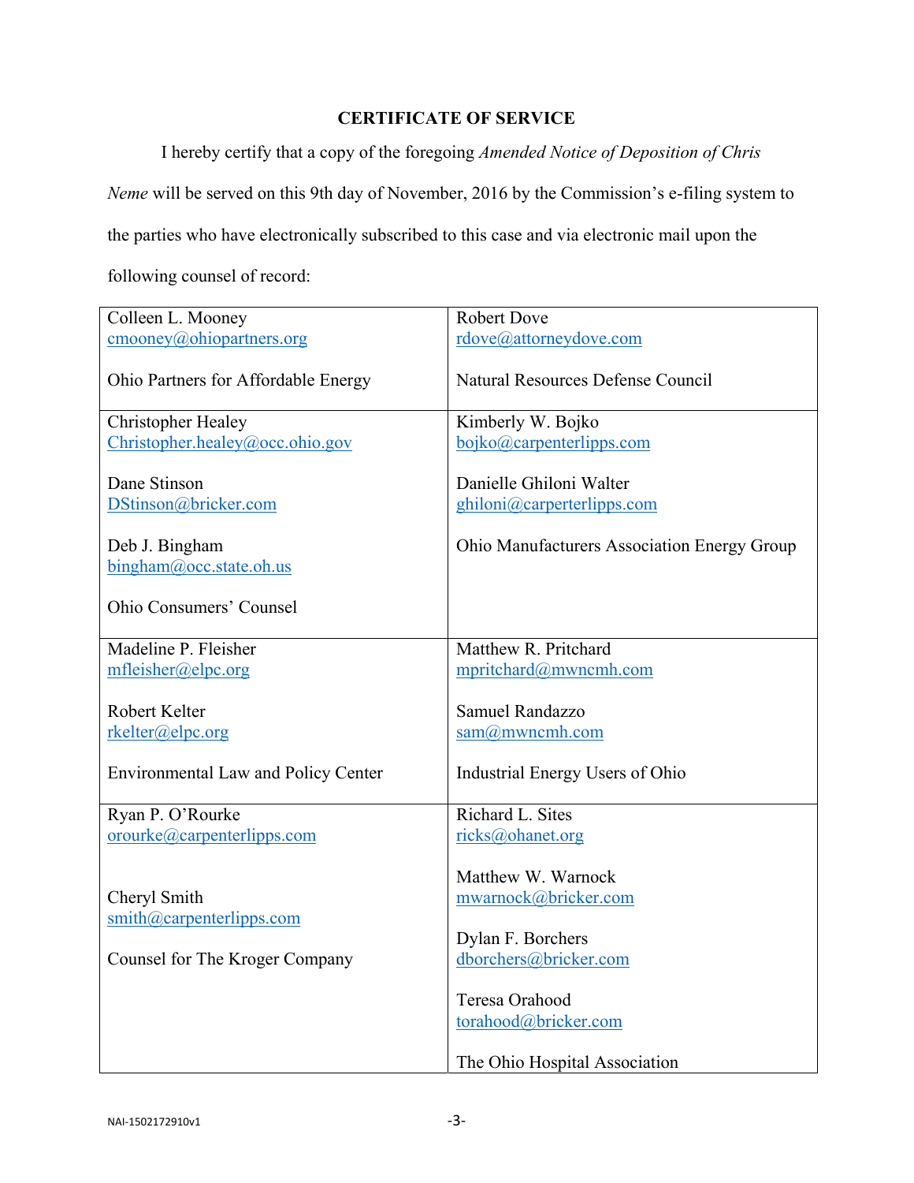## CERTIFICATE OF SERVICE

I hereby certify that a copy of the foregoing *Amended Notice of Deposition of Chris Neme* will be served on this 9th day of November, 2016 by the Commission's e-filing system to the parties who have electronically subscribed to this case and via electronic mail upon the following counsel of record:

| | |
|---|---|
| Colleen L. Mooney<br>cmooney@ohiopartners.org<br><br>Ohio Partners for Affordable Energy | Robert Dove<br>rdove@attorneydove.com<br><br>Natural Resources Defense Council |
| Christopher Healey<br>Christopher.healey@occ.ohio.gov<br><br>Dane Stinson<br>DStinson@bricker.com<br><br>Deb J. Bingham<br>bingham@occ.state.oh.us<br><br>Ohio Consumers' Counsel | Kimberly W. Bojko<br>bojko@carpenterlipps.com<br><br>Danielle Ghiloni Walter<br>ghiloni@carperterlipps.com<br><br>Ohio Manufacturers Association Energy Group |
| Madeline P. Fleisher<br>mfleisher@elpc.org<br><br>Robert Kelter<br>rkelter@elpc.org<br><br>Environmental Law and Policy Center | Matthew R. Pritchard<br>mpritchard@mwncmh.com<br><br>Samuel Randazzo<br>sam@mwncmh.com<br><br>Industrial Energy Users of Ohio |
| Ryan P. O'Rourke<br>orourke@carpenterlipps.com<br><br>Cheryl Smith<br>smith@carpenterlipps.com<br><br>Counsel for The Kroger Company | Richard L. Sites<br>ricks@ohanet.org<br><br>Matthew W. Warnock<br>mwarnock@bricker.com<br><br>Dylan F. Borchers<br>dborchers@bricker.com<br><br>Teresa Orahood<br>torahood@bricker.com<br><br>The Ohio Hospital Association |

NAI-1502172910v1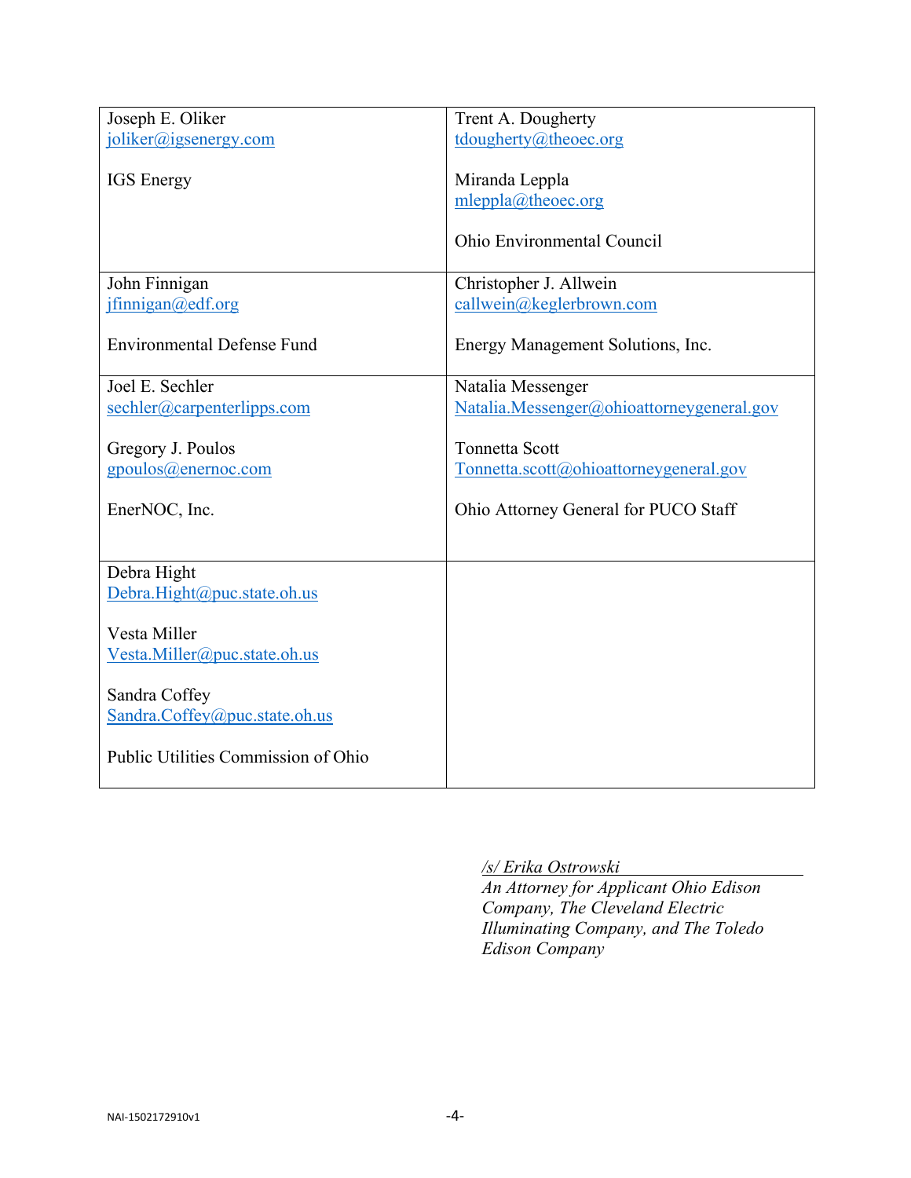| | |
|---|---|
| Joseph E. Oliker<br>joliker@igsenergy.com<br><br>IGS Energy | Trent A. Dougherty<br>tdougherty@theoec.org<br><br>Miranda Leppla<br>mleppla@theoec.org<br><br>Ohio Environmental Council |
| John Finnigan<br>jfinnigan@edf.org<br><br>Environmental Defense Fund | Christopher J. Allwein<br>callwein@keglerbrown.com<br><br>Energy Management Solutions, Inc. |
| Joel E. Sechler<br>sechler@carpenterlipps.com<br><br>Gregory J. Poulos<br>gpoulos@enernoc.com<br><br>EnerNOC, Inc. | Natalia Messenger<br>Natalia.Messenger@ohioattorneygeneral.gov<br><br>Tonnetta Scott<br>Tonnetta.scott@ohioattorneygeneral.gov<br><br>Ohio Attorney General for PUCO Staff |
| Debra Hight<br>Debra.Hight@puc.state.oh.us<br><br>Vesta Miller<br>Vesta.Miller@puc.state.oh.us<br><br>Sandra Coffey<br>Sandra.Coffey@puc.state.oh.us<br><br>Public Utilities Commission of Ohio | |

*/s/ Erika Ostrowski*
*An Attorney for Applicant Ohio Edison Company, The Cleveland Electric Illuminating Company, and The Toledo Edison Company*

NAI-1502172910v1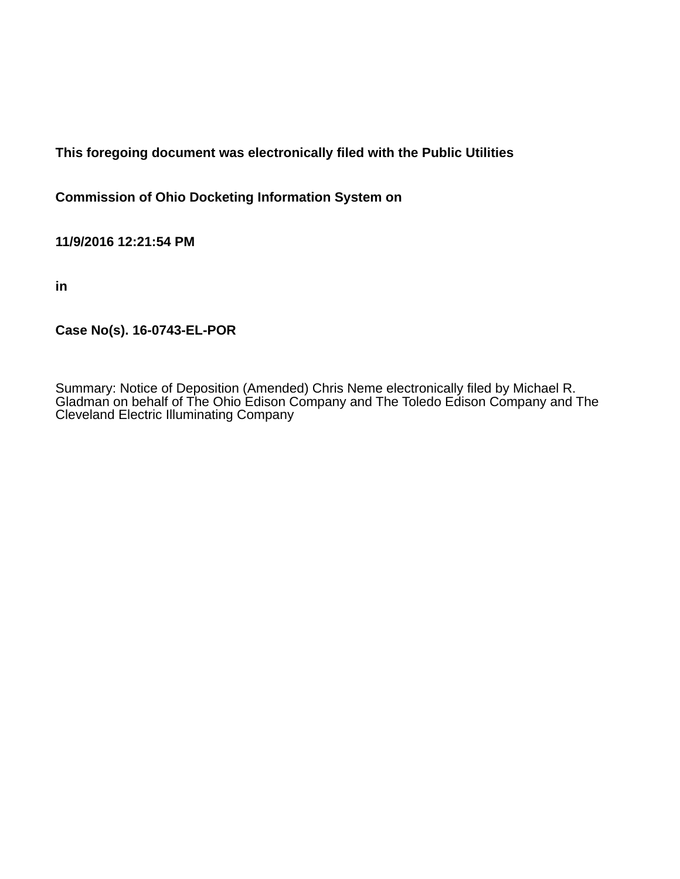**This foregoing document was electronically filed with the Public Utilities**

**Commission of Ohio Docketing Information System on**

**11/9/2016 12:21:54 PM**

**in**

**Case No(s). 16-0743-EL-POR**

Summary: Notice of Deposition (Amended) Chris Neme electronically filed by Michael R. Gladman on behalf of The Ohio Edison Company and The Toledo Edison Company and The Cleveland Electric Illuminating Company